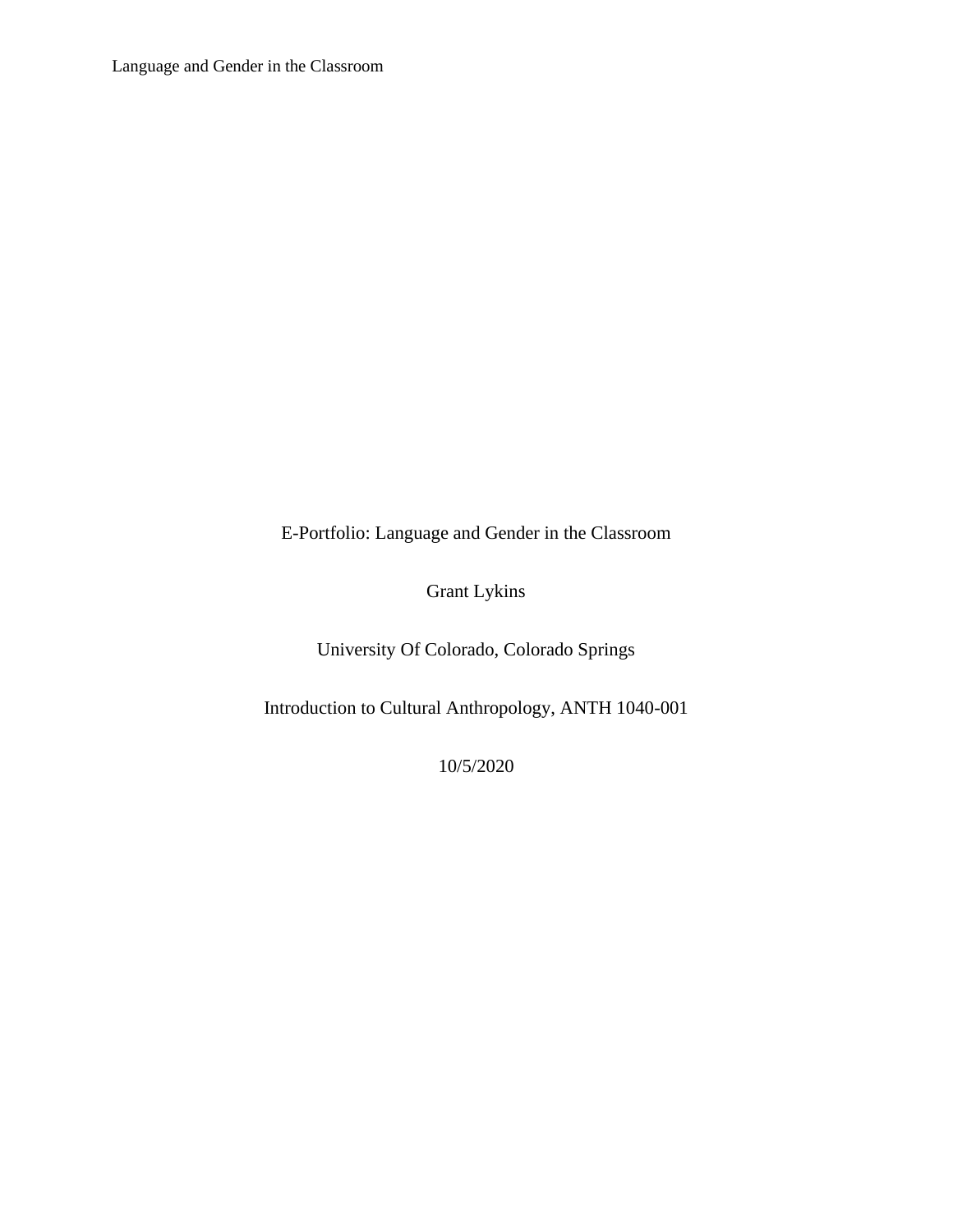E-Portfolio: Language and Gender in the Classroom

Grant Lykins

University Of Colorado, Colorado Springs

Introduction to Cultural Anthropology, ANTH 1040-001

10/5/2020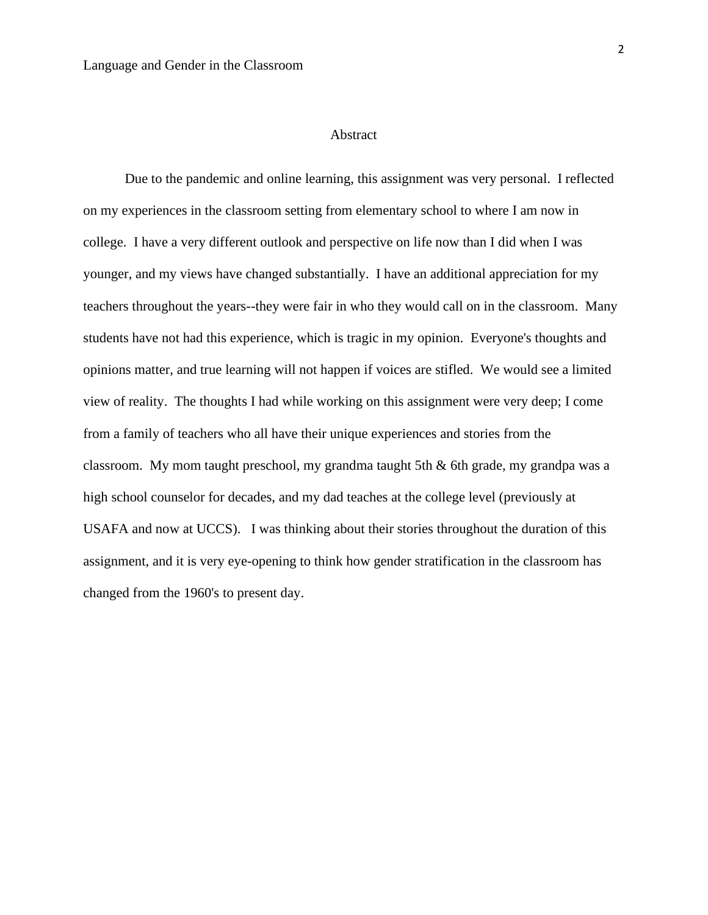## Abstract

Due to the pandemic and online learning, this assignment was very personal. I reflected on my experiences in the classroom setting from elementary school to where I am now in college. I have a very different outlook and perspective on life now than I did when I was younger, and my views have changed substantially. I have an additional appreciation for my teachers throughout the years--they were fair in who they would call on in the classroom. Many students have not had this experience, which is tragic in my opinion. Everyone's thoughts and opinions matter, and true learning will not happen if voices are stifled. We would see a limited view of reality. The thoughts I had while working on this assignment were very deep; I come from a family of teachers who all have their unique experiences and stories from the classroom. My mom taught preschool, my grandma taught 5th & 6th grade, my grandpa was a high school counselor for decades, and my dad teaches at the college level (previously at USAFA and now at UCCS). I was thinking about their stories throughout the duration of this assignment, and it is very eye-opening to think how gender stratification in the classroom has changed from the 1960's to present day.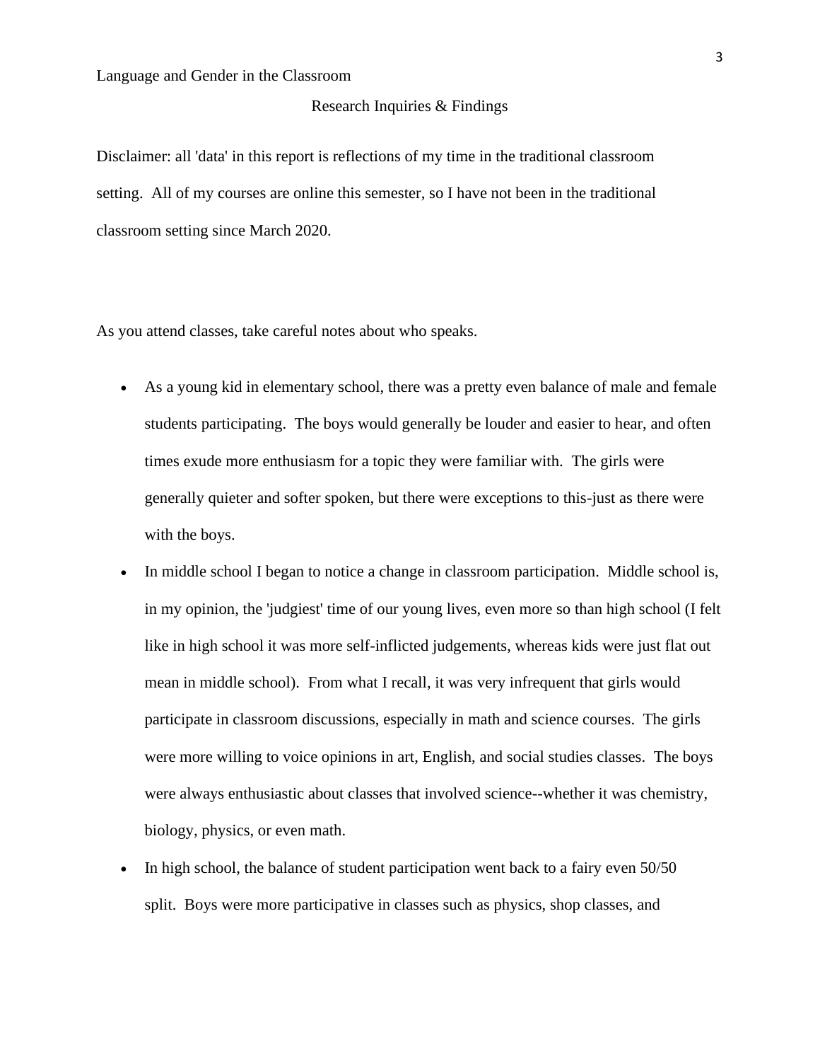Language and Gender in the Classroom

## Research Inquiries & Findings

Disclaimer: all 'data' in this report is reflections of my time in the traditional classroom setting. All of my courses are online this semester, so I have not been in the traditional classroom setting since March 2020.

As you attend classes, take careful notes about who speaks.

- As a young kid in elementary school, there was a pretty even balance of male and female students participating. The boys would generally be louder and easier to hear, and often times exude more enthusiasm for a topic they were familiar with. The girls were generally quieter and softer spoken, but there were exceptions to this-just as there were with the boys.
- In middle school I began to notice a change in classroom participation. Middle school is, in my opinion, the 'judgiest' time of our young lives, even more so than high school (I felt like in high school it was more self-inflicted judgements, whereas kids were just flat out mean in middle school). From what I recall, it was very infrequent that girls would participate in classroom discussions, especially in math and science courses. The girls were more willing to voice opinions in art, English, and social studies classes. The boys were always enthusiastic about classes that involved science--whether it was chemistry, biology, physics, or even math.
- In high school, the balance of student participation went back to a fairy even 50/50 split. Boys were more participative in classes such as physics, shop classes, and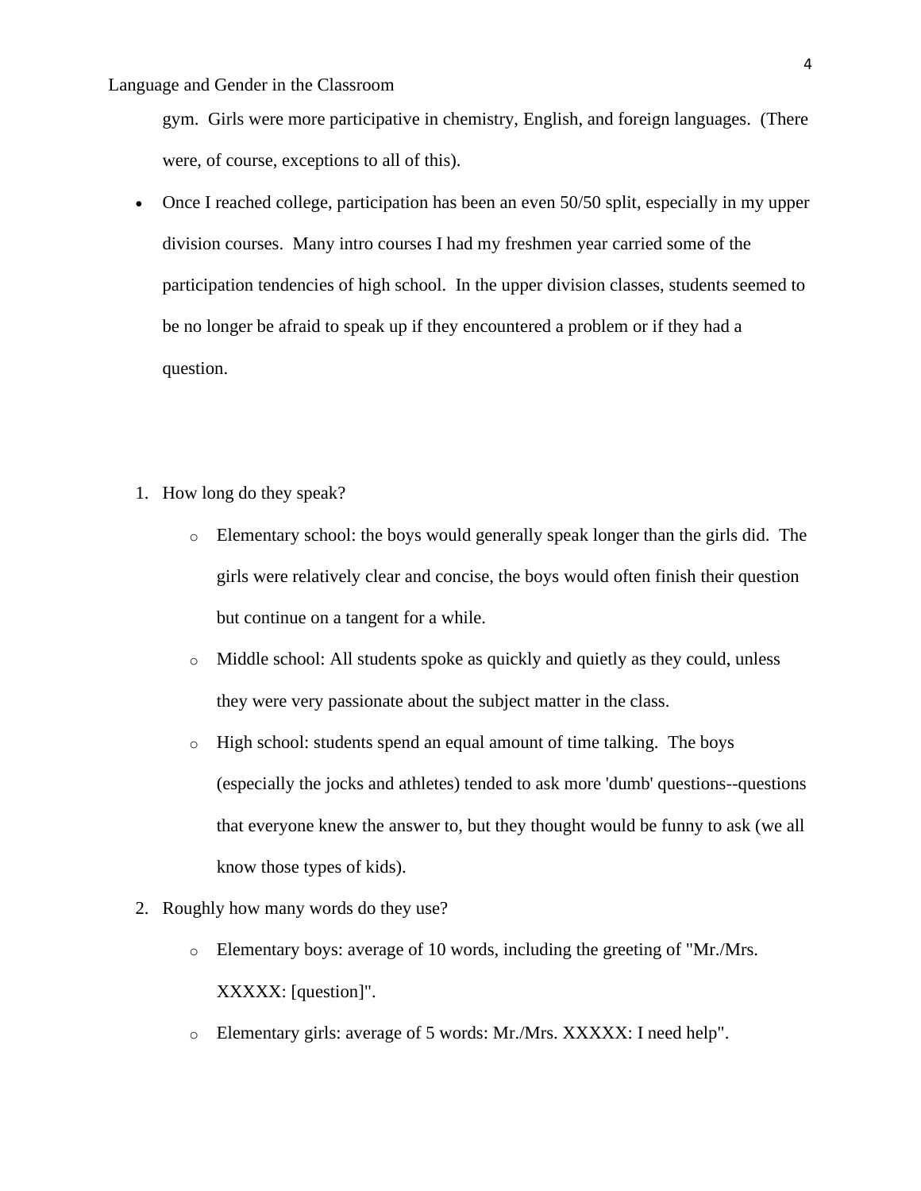gym. Girls were more participative in chemistry, English, and foreign languages. (There were, of course, exceptions to all of this).

- Once I reached college, participation has been an even 50/50 split, especially in my upper division courses. Many intro courses I had my freshmen year carried some of the participation tendencies of high school. In the upper division classes, students seemed to be no longer be afraid to speak up if they encountered a problem or if they had a question.

1. How long do they speak?
    - Elementary school: the boys would generally speak longer than the girls did. The girls were relatively clear and concise, the boys would often finish their question but continue on a tangent for a while.
    - Middle school: All students spoke as quickly and quietly as they could, unless they were very passionate about the subject matter in the class.
    - High school: students spend an equal amount of time talking. The boys (especially the jocks and athletes) tended to ask more 'dumb' questions--questions that everyone knew the answer to, but they thought would be funny to ask (we all know those types of kids).
2. Roughly how many words do they use?
    - Elementary boys: average of 10 words, including the greeting of "Mr./Mrs. XXXXX: [question]".
    - Elementary girls: average of 5 words: Mr./Mrs. XXXXX: I need help".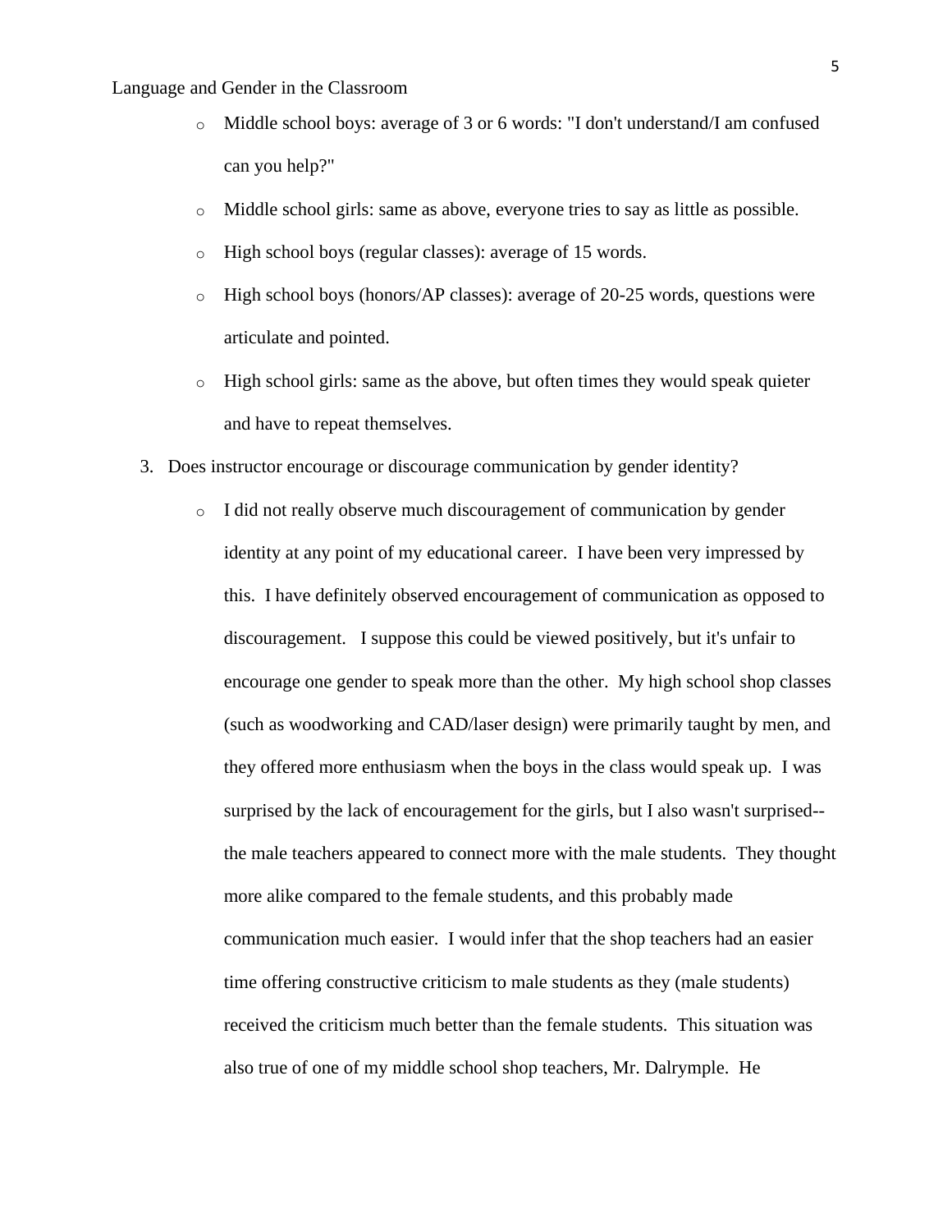- Middle school boys: average of 3 or 6 words: "I don't understand/I am confused can you help?"
- Middle school girls: same as above, everyone tries to say as little as possible.
- High school boys (regular classes): average of 15 words.
- High school boys (honors/AP classes): average of 20-25 words, questions were articulate and pointed.
- High school girls: same as the above, but often times they would speak quieter and have to repeat themselves.

3. Does instructor encourage or discourage communication by gender identity?
    - I did not really observe much discouragement of communication by gender identity at any point of my educational career. I have been very impressed by this. I have definitely observed encouragement of communication as opposed to discouragement. I suppose this could be viewed positively, but it's unfair to encourage one gender to speak more than the other. My high school shop classes (such as woodworking and CAD/laser design) were primarily taught by men, and they offered more enthusiasm when the boys in the class would speak up. I was surprised by the lack of encouragement for the girls, but I also wasn't surprised--the male teachers appeared to connect more with the male students. They thought more alike compared to the female students, and this probably made communication much easier. I would infer that the shop teachers had an easier time offering constructive criticism to male students as they (male students) received the criticism much better than the female students. This situation was also true of one of my middle school shop teachers, Mr. Dalrymple. He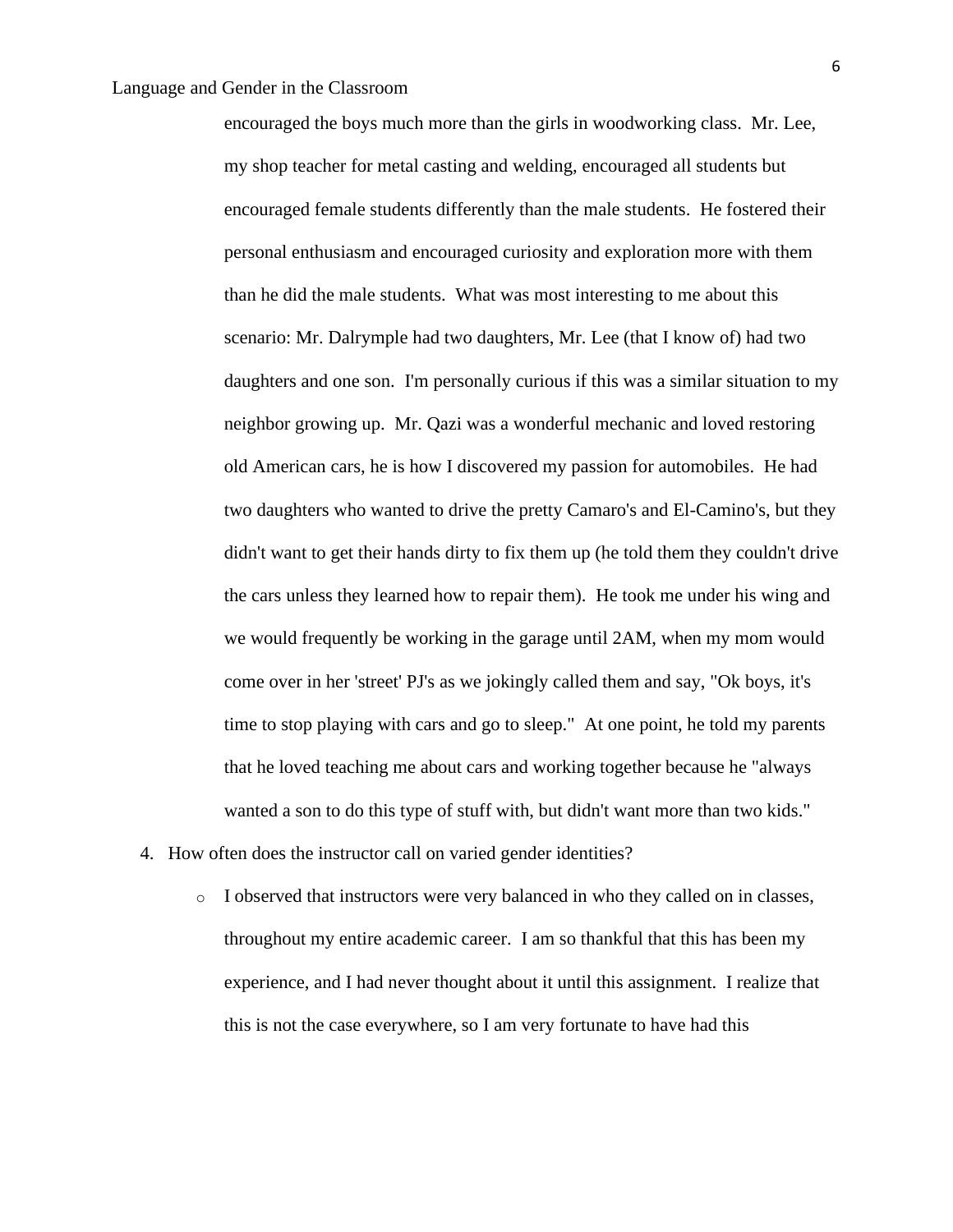encouraged the boys much more than the girls in woodworking class. Mr. Lee, my shop teacher for metal casting and welding, encouraged all students but encouraged female students differently than the male students. He fostered their personal enthusiasm and encouraged curiosity and exploration more with them than he did the male students. What was most interesting to me about this scenario: Mr. Dalrymple had two daughters, Mr. Lee (that I know of) had two daughters and one son. I'm personally curious if this was a similar situation to my neighbor growing up. Mr. Qazi was a wonderful mechanic and loved restoring old American cars, he is how I discovered my passion for automobiles. He had two daughters who wanted to drive the pretty Camaro's and El-Camino's, but they didn't want to get their hands dirty to fix them up (he told them they couldn't drive the cars unless they learned how to repair them). He took me under his wing and we would frequently be working in the garage until 2AM, when my mom would come over in her 'street' PJ's as we jokingly called them and say, "Ok boys, it's time to stop playing with cars and go to sleep." At one point, he told my parents that he loved teaching me about cars and working together because he "always wanted a son to do this type of stuff with, but didn't want more than two kids."

4. How often does the instructor call on varied gender identities?
   - I observed that instructors were very balanced in who they called on in classes, throughout my entire academic career. I am so thankful that this has been my experience, and I had never thought about it until this assignment. I realize that this is not the case everywhere, so I am very fortunate to have had this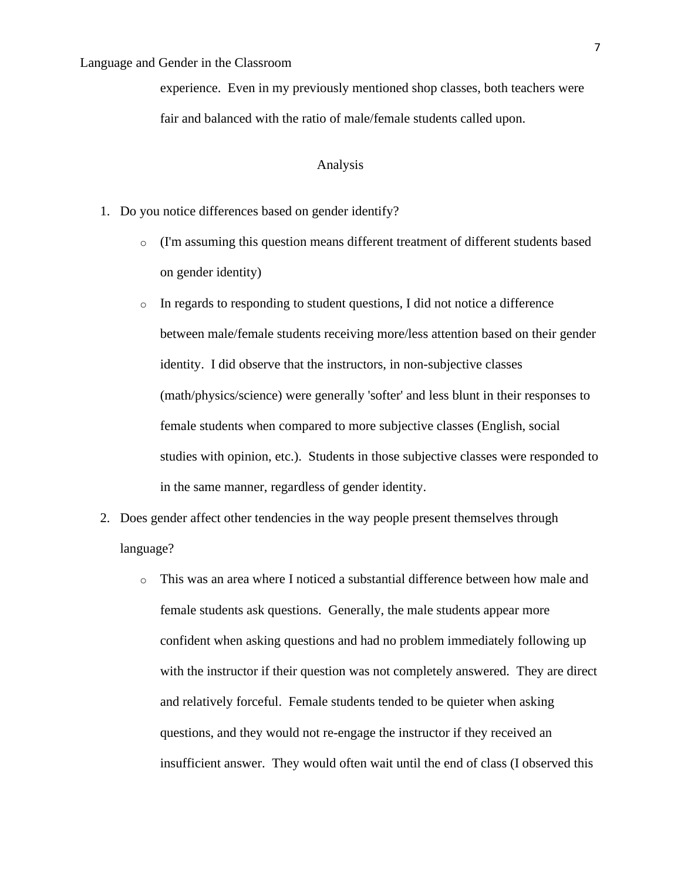experience. Even in my previously mentioned shop classes, both teachers were fair and balanced with the ratio of male/female students called upon.

## Analysis

1. Do you notice differences based on gender identify?
   - (I'm assuming this question means different treatment of different students based on gender identity)
   - In regards to responding to student questions, I did not notice a difference between male/female students receiving more/less attention based on their gender identity. I did observe that the instructors, in non-subjective classes (math/physics/science) were generally 'softer' and less blunt in their responses to female students when compared to more subjective classes (English, social studies with opinion, etc.). Students in those subjective classes were responded to in the same manner, regardless of gender identity.
2. Does gender affect other tendencies in the way people present themselves through language?
   - This was an area where I noticed a substantial difference between how male and female students ask questions. Generally, the male students appear more confident when asking questions and had no problem immediately following up with the instructor if their question was not completely answered. They are direct and relatively forceful. Female students tended to be quieter when asking questions, and they would not re-engage the instructor if they received an insufficient answer. They would often wait until the end of class (I observed this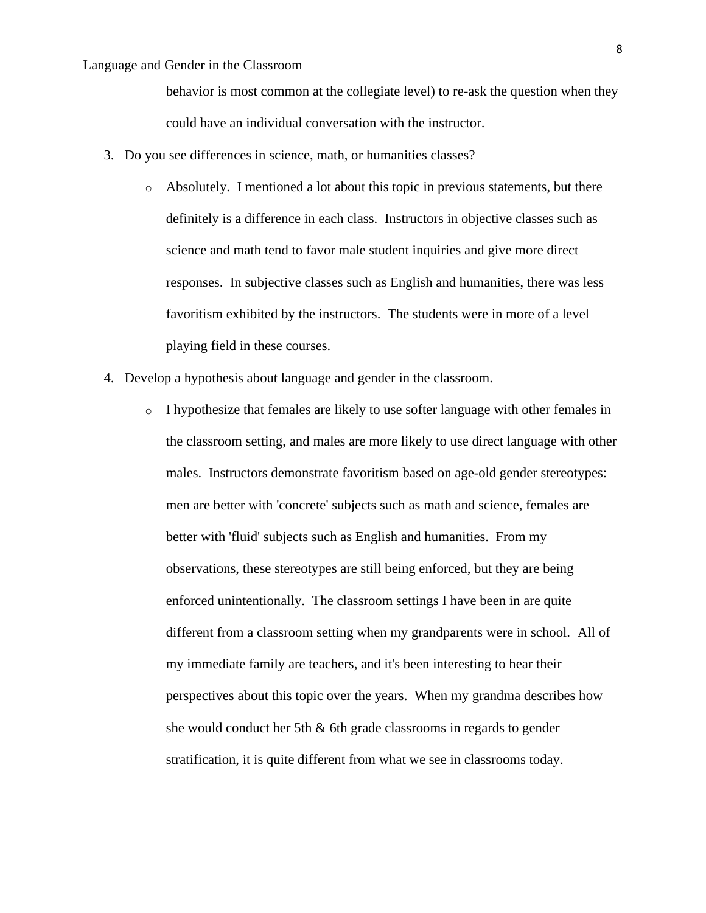behavior is most common at the collegiate level) to re-ask the question when they could have an individual conversation with the instructor.

3. Do you see differences in science, math, or humanities classes?
   - Absolutely. I mentioned a lot about this topic in previous statements, but there definitely is a difference in each class. Instructors in objective classes such as science and math tend to favor male student inquiries and give more direct responses. In subjective classes such as English and humanities, there was less favoritism exhibited by the instructors. The students were in more of a level playing field in these courses.

4. Develop a hypothesis about language and gender in the classroom.
   - I hypothesize that females are likely to use softer language with other females in the classroom setting, and males are more likely to use direct language with other males. Instructors demonstrate favoritism based on age-old gender stereotypes: men are better with 'concrete' subjects such as math and science, females are better with 'fluid' subjects such as English and humanities. From my observations, these stereotypes are still being enforced, but they are being enforced unintentionally. The classroom settings I have been in are quite different from a classroom setting when my grandparents were in school. All of my immediate family are teachers, and it's been interesting to hear their perspectives about this topic over the years. When my grandma describes how she would conduct her 5th & 6th grade classrooms in regards to gender stratification, it is quite different from what we see in classrooms today.